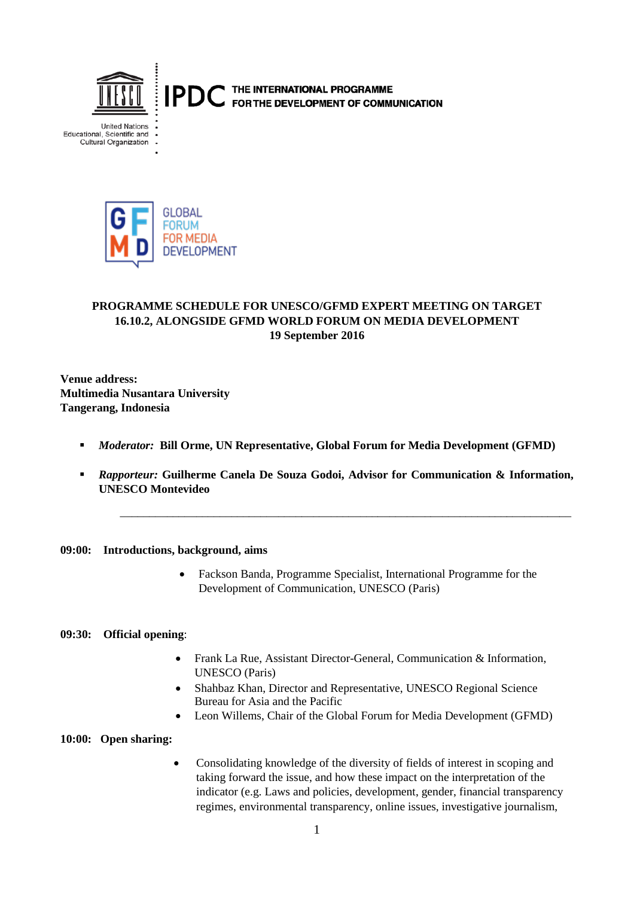United Nations Educational, Scientific and Cultural Organization

IPDC THE INTERNATIONAL PROGRAMME FOR THE DEVELOPMENT OF COMMUNICATION

GFMD GLOBAL FORUM FOR MEDIA DEVELOPMENT

**PROGRAMME SCHEDULE FOR UNESCO/GFMD EXPERT MEETING ON TARGET 16.10.2, ALONGSIDE GFMD WORLD FORUM ON MEDIA DEVELOPMENT**
**19 September 2016**

**Venue address:**
**Multimedia Nusantara University**
**Tangerang, Indonesia**

- ***Moderator:*** **Bill Orme, UN Representative, Global Forum for Media Development (GFMD)**
- ***Rapporteur:*** **Guilherme Canela De Souza Godoi, Advisor for Communication & Information, UNESCO Montevideo**

---

**09:00: Introductions, background, aims**

- Fackson Banda, Programme Specialist, International Programme for the Development of Communication, UNESCO (Paris)

**09:30: Official opening**:

- Frank La Rue, Assistant Director-General, Communication & Information, UNESCO (Paris)
- Shahbaz Khan, Director and Representative, UNESCO Regional Science Bureau for Asia and the Pacific
- Leon Willems, Chair of the Global Forum for Media Development (GFMD)

**10:00: Open sharing:**

- Consolidating knowledge of the diversity of fields of interest in scoping and taking forward the issue, and how these impact on the interpretation of the indicator (e.g. Laws and policies, development, gender, financial transparency regimes, environmental transparency, online issues, investigative journalism,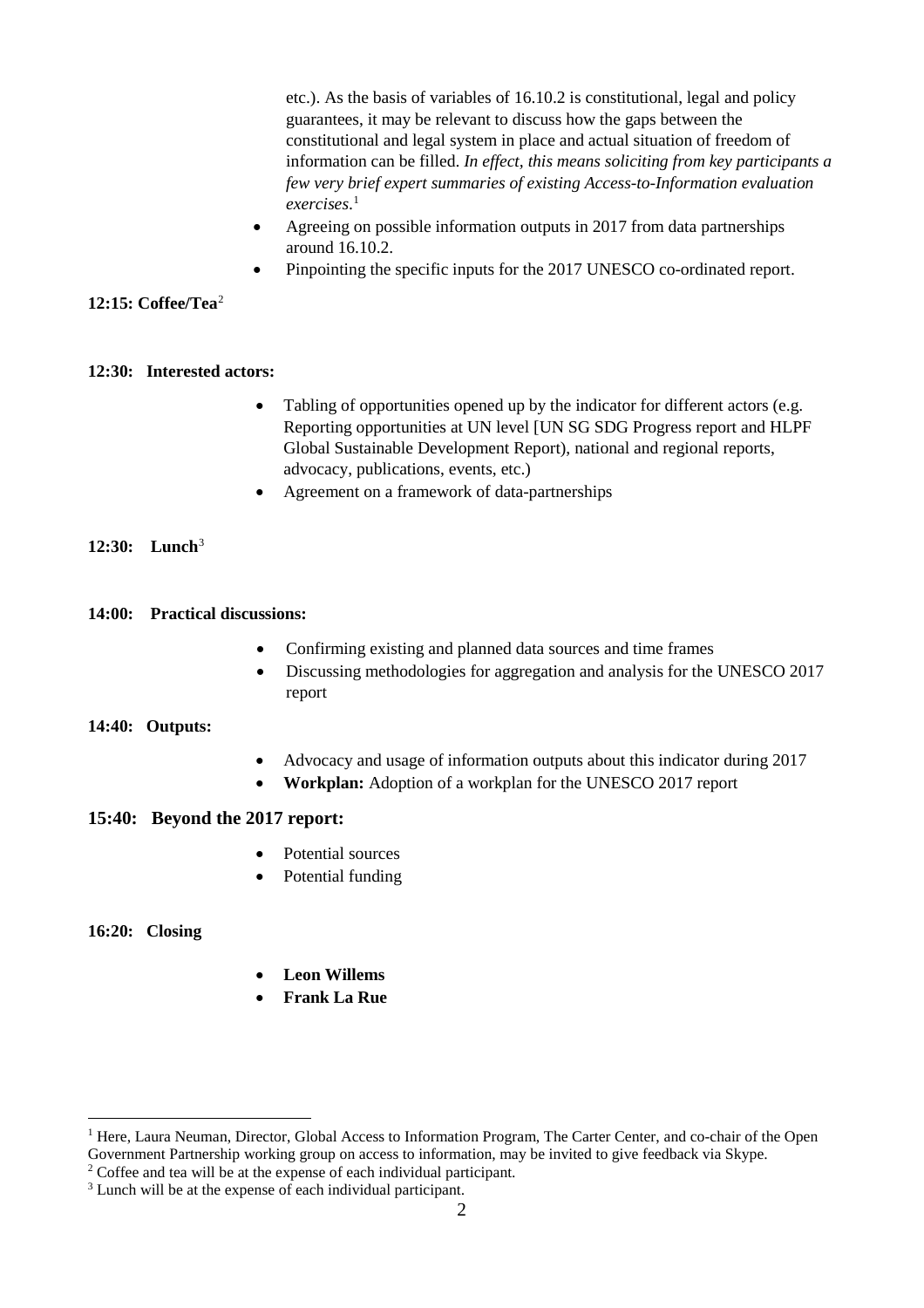etc.). As the basis of variables of 16.10.2 is constitutional, legal and policy guarantees, it may be relevant to discuss how the gaps between the constitutional and legal system in place and actual situation of freedom of information can be filled. *In effect, this means soliciting from key participants a few very brief expert summaries of existing Access-to-Information evaluation exercises.*[1]

- Agreeing on possible information outputs in 2017 from data partnerships around 16.10.2.
- Pinpointing the specific inputs for the 2017 UNESCO co-ordinated report.

**12:15: Coffee/Tea**[2]

**12:30: Interested actors:**

- Tabling of opportunities opened up by the indicator for different actors (e.g. Reporting opportunities at UN level [UN SG SDG Progress report and HLPF Global Sustainable Development Report), national and regional reports, advocacy, publications, events, etc.)
- Agreement on a framework of data-partnerships

**12:30: Lunch**[3]

**14:00: Practical discussions:**

- Confirming existing and planned data sources and time frames
- Discussing methodologies for aggregation and analysis for the UNESCO 2017 report

**14:40: Outputs:**

- Advocacy and usage of information outputs about this indicator during 2017
- **Workplan:** Adoption of a workplan for the UNESCO 2017 report

**15:40: Beyond the 2017 report:**

- Potential sources
- Potential funding

**16:20: Closing**

- **Leon Willems**
- **Frank La Rue**

---

[1] Here, Laura Neuman, Director, Global Access to Information Program, The Carter Center, and co-chair of the Open Government Partnership working group on access to information, may be invited to give feedback via Skype.

[2] Coffee and tea will be at the expense of each individual participant.

[3] Lunch will be at the expense of each individual participant.